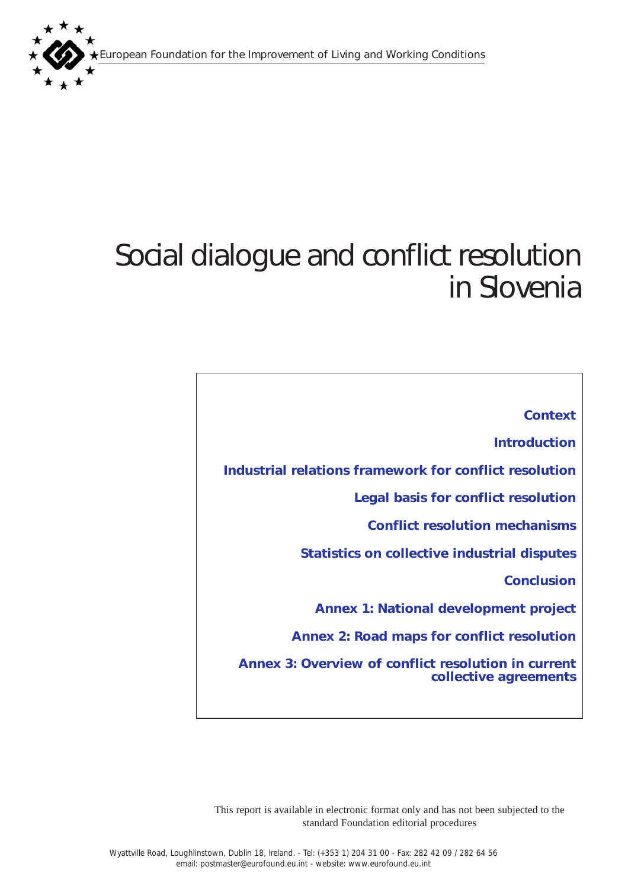European Foundation for the Improvement of Living and Working Conditions

# Social dialogue and conflict resolution in Slovenia

**Context**

**Introduction**

**Industrial relations framework for conflict resolution**

**Legal basis for conflict resolution**

**Conflict resolution mechanisms**

**Statistics on collective industrial disputes**

**Conclusion**

**Annex 1: National development project**

**Annex 2: Road maps for conflict resolution**

**Annex 3: Overview of conflict resolution in current collective agreements**

This report is available in electronic format only and has not been subjected to the standard Foundation editorial procedures

Wyattville Road, Loughlinstown, Dublin 18, Ireland. - Tel: (+353 1) 204 31 00 - Fax: 282 42 09 / 282 64 56
email: postmaster@eurofound.eu.int - website: www.eurofound.eu.int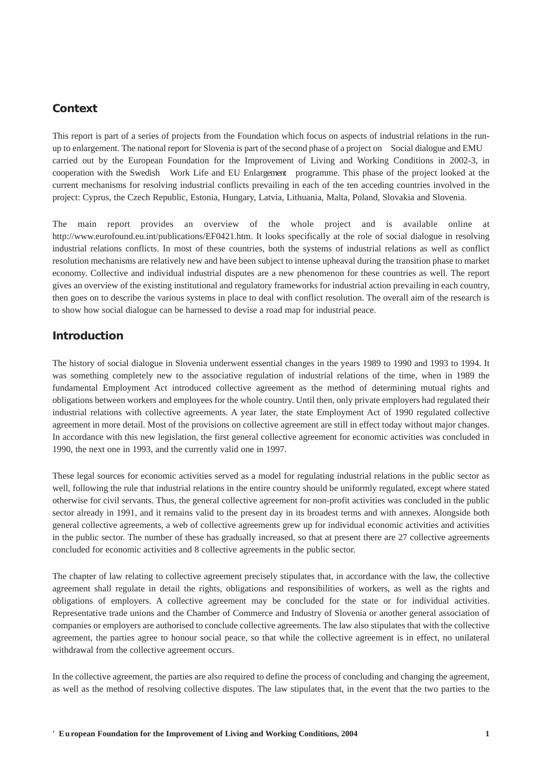## Context

This report is part of a series of projects from the Foundation which focus on aspects of industrial relations in the run-up to enlargement. The national report for Slovenia is part of the second phase of a project on Social dialogue and EMU carried out by the European Foundation for the Improvement of Living and Working Conditions in 2002-3, in cooperation with the Swedish Work Life and EU Enlargement programme. This phase of the project looked at the current mechanisms for resolving industrial conflicts prevailing in each of the ten acceding countries involved in the project: Cyprus, the Czech Republic, Estonia, Hungary, Latvia, Lithuania, Malta, Poland, Slovakia and Slovenia.

The main report provides an overview of the whole project and is available online at http://www.eurofound.eu.int/publications/EF0421.htm. It looks specifically at the role of social dialogue in resolving industrial relations conflicts. In most of these countries, both the systems of industrial relations as well as conflict resolution mechanisms are relatively new and have been subject to intense upheaval during the transition phase to market economy. Collective and individual industrial disputes are a new phenomenon for these countries as well. The report gives an overview of the existing institutional and regulatory frameworks for industrial action prevailing in each country, then goes on to describe the various systems in place to deal with conflict resolution. The overall aim of the research is to show how social dialogue can be harnessed to devise a road map for industrial peace.

## Introduction

The history of social dialogue in Slovenia underwent essential changes in the years 1989 to 1990 and 1993 to 1994. It was something completely new to the associative regulation of industrial relations of the time, when in 1989 the fundamental Employment Act introduced collective agreement as the method of determining mutual rights and obligations between workers and employees for the whole country. Until then, only private employers had regulated their industrial relations with collective agreements. A year later, the state Employment Act of 1990 regulated collective agreement in more detail. Most of the provisions on collective agreement are still in effect today without major changes. In accordance with this new legislation, the first general collective agreement for economic activities was concluded in 1990, the next one in 1993, and the currently valid one in 1997.

These legal sources for economic activities served as a model for regulating industrial relations in the public sector as well, following the rule that industrial relations in the entire country should be uniformly regulated, except where stated otherwise for civil servants. Thus, the general collective agreement for non-profit activities was concluded in the public sector already in 1991, and it remains valid to the present day in its broadest terms and with annexes. Alongside both general collective agreements, a web of collective agreements grew up for individual economic activities and activities in the public sector. The number of these has gradually increased, so that at present there are 27 collective agreements concluded for economic activities and 8 collective agreements in the public sector.

The chapter of law relating to collective agreement precisely stipulates that, in accordance with the law, the collective agreement shall regulate in detail the rights, obligations and responsibilities of workers, as well as the rights and obligations of employers. A collective agreement may be concluded for the state or for individual activities. Representative trade unions and the Chamber of Commerce and Industry of Slovenia or another general association of companies or employers are authorised to conclude collective agreements. The law also stipulates that with the collective agreement, the parties agree to honour social peace, so that while the collective agreement is in effect, no unilateral withdrawal from the collective agreement occurs.

In the collective agreement, the parties are also required to define the process of concluding and changing the agreement, as well as the method of resolving collective disputes. The law stipulates that, in the event that the two parties to the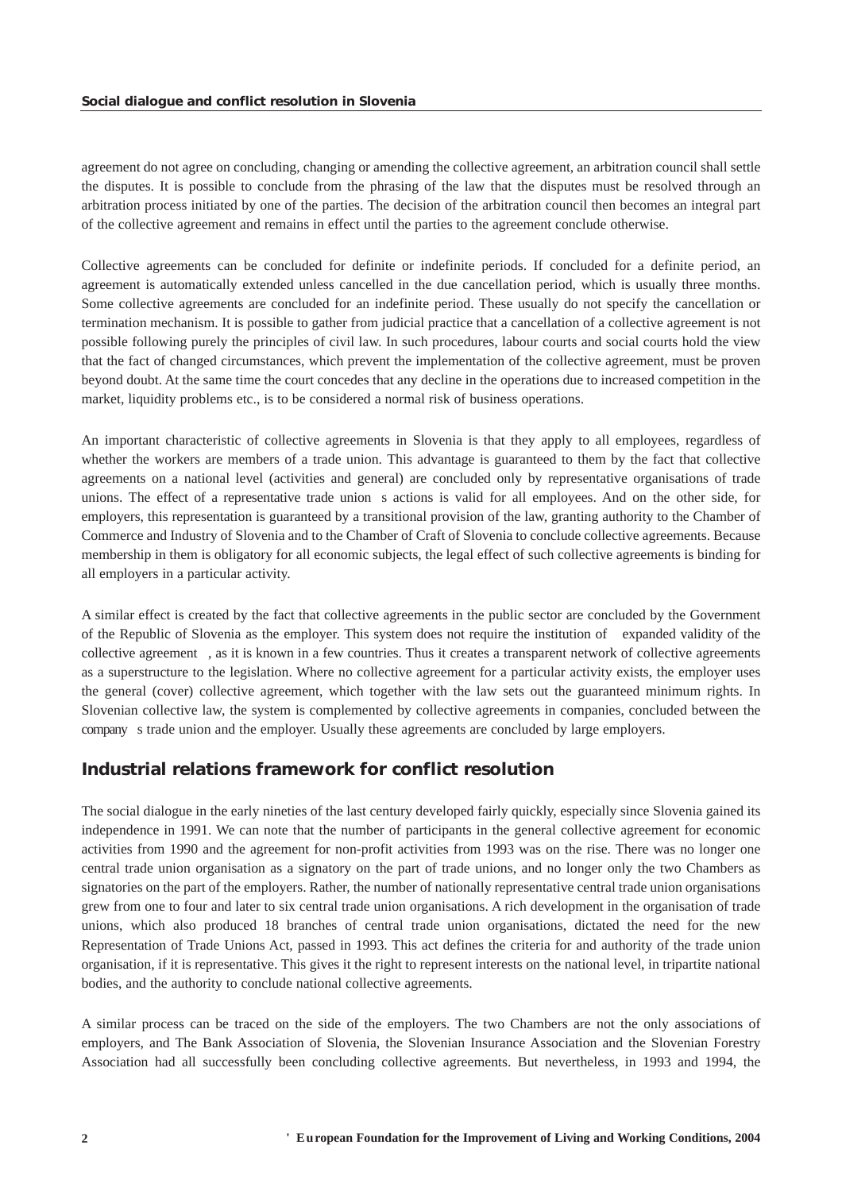agreement do not agree on concluding, changing or amending the collective agreement, an arbitration council shall settle the disputes. It is possible to conclude from the phrasing of the law that the disputes must be resolved through an arbitration process initiated by one of the parties. The decision of the arbitration council then becomes an integral part of the collective agreement and remains in effect until the parties to the agreement conclude otherwise.

Collective agreements can be concluded for definite or indefinite periods. If concluded for a definite period, an agreement is automatically extended unless cancelled in the due cancellation period, which is usually three months. Some collective agreements are concluded for an indefinite period. These usually do not specify the cancellation or termination mechanism. It is possible to gather from judicial practice that a cancellation of a collective agreement is not possible following purely the principles of civil law. In such procedures, labour courts and social courts hold the view that the fact of changed circumstances, which prevent the implementation of the collective agreement, must be proven beyond doubt. At the same time the court concedes that any decline in the operations due to increased competition in the market, liquidity problems etc., is to be considered a normal risk of business operations.

An important characteristic of collective agreements in Slovenia is that they apply to all employees, regardless of whether the workers are members of a trade union. This advantage is guaranteed to them by the fact that collective agreements on a national level (activities and general) are concluded only by representative organisations of trade unions. The effect of a representative trade union s actions is valid for all employees. And on the other side, for employers, this representation is guaranteed by a transitional provision of the law, granting authority to the Chamber of Commerce and Industry of Slovenia and to the Chamber of Craft of Slovenia to conclude collective agreements. Because membership in them is obligatory for all economic subjects, the legal effect of such collective agreements is binding for all employers in a particular activity.

A similar effect is created by the fact that collective agreements in the public sector are concluded by the Government of the Republic of Slovenia as the employer. This system does not require the institution of expanded validity of the collective agreement , as it is known in a few countries. Thus it creates a transparent network of collective agreements as a superstructure to the legislation. Where no collective agreement for a particular activity exists, the employer uses the general (cover) collective agreement, which together with the law sets out the guaranteed minimum rights. In Slovenian collective law, the system is complemented by collective agreements in companies, concluded between the company s trade union and the employer. Usually these agreements are concluded by large employers.

## Industrial relations framework for conflict resolution

The social dialogue in the early nineties of the last century developed fairly quickly, especially since Slovenia gained its independence in 1991. We can note that the number of participants in the general collective agreement for economic activities from 1990 and the agreement for non-profit activities from 1993 was on the rise. There was no longer one central trade union organisation as a signatory on the part of trade unions, and no longer only the two Chambers as signatories on the part of the employers. Rather, the number of nationally representative central trade union organisations grew from one to four and later to six central trade union organisations. A rich development in the organisation of trade unions, which also produced 18 branches of central trade union organisations, dictated the need for the new Representation of Trade Unions Act, passed in 1993. This act defines the criteria for and authority of the trade union organisation, if it is representative. This gives it the right to represent interests on the national level, in tripartite national bodies, and the authority to conclude national collective agreements.

A similar process can be traced on the side of the employers. The two Chambers are not the only associations of employers, and The Bank Association of Slovenia, the Slovenian Insurance Association and the Slovenian Forestry Association had all successfully been concluding collective agreements. But nevertheless, in 1993 and 1994, the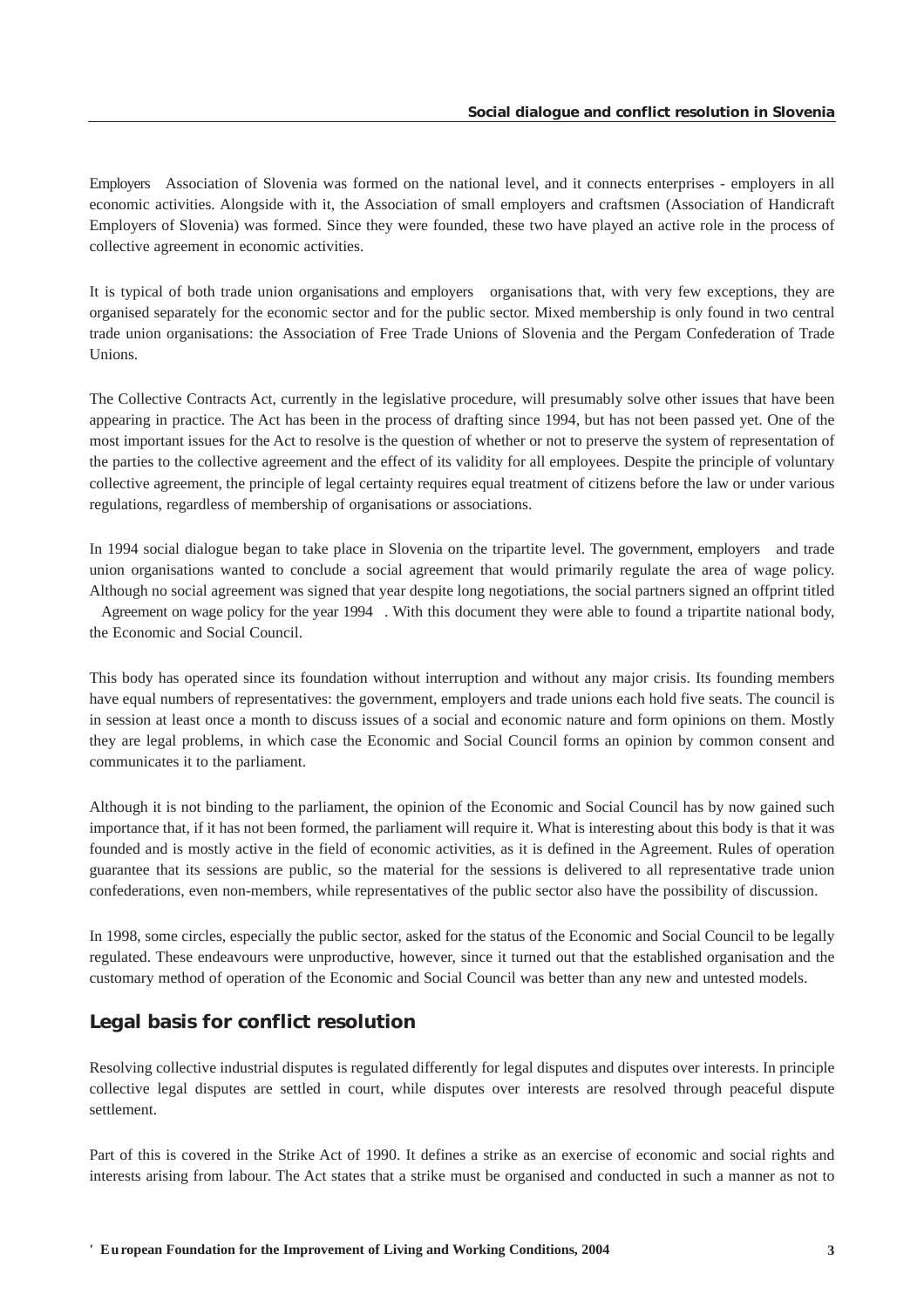Employers Association of Slovenia was formed on the national level, and it connects enterprises - employers in all economic activities. Alongside with it, the Association of small employers and craftsmen (Association of Handicraft Employers of Slovenia) was formed. Since they were founded, these two have played an active role in the process of collective agreement in economic activities.

It is typical of both trade union organisations and employers organisations that, with very few exceptions, they are organised separately for the economic sector and for the public sector. Mixed membership is only found in two central trade union organisations: the Association of Free Trade Unions of Slovenia and the Pergam Confederation of Trade Unions.

The Collective Contracts Act, currently in the legislative procedure, will presumably solve other issues that have been appearing in practice. The Act has been in the process of drafting since 1994, but has not been passed yet. One of the most important issues for the Act to resolve is the question of whether or not to preserve the system of representation of the parties to the collective agreement and the effect of its validity for all employees. Despite the principle of voluntary collective agreement, the principle of legal certainty requires equal treatment of citizens before the law or under various regulations, regardless of membership of organisations or associations.

In 1994 social dialogue began to take place in Slovenia on the tripartite level. The government, employers and trade union organisations wanted to conclude a social agreement that would primarily regulate the area of wage policy. Although no social agreement was signed that year despite long negotiations, the social partners signed an offprint titled Agreement on wage policy for the year 1994 . With this document they were able to found a tripartite national body, the Economic and Social Council.

This body has operated since its foundation without interruption and without any major crisis. Its founding members have equal numbers of representatives: the government, employers and trade unions each hold five seats. The council is in session at least once a month to discuss issues of a social and economic nature and form opinions on them. Mostly they are legal problems, in which case the Economic and Social Council forms an opinion by common consent and communicates it to the parliament.

Although it is not binding to the parliament, the opinion of the Economic and Social Council has by now gained such importance that, if it has not been formed, the parliament will require it. What is interesting about this body is that it was founded and is mostly active in the field of economic activities, as it is defined in the Agreement. Rules of operation guarantee that its sessions are public, so the material for the sessions is delivered to all representative trade union confederations, even non-members, while representatives of the public sector also have the possibility of discussion.

In 1998, some circles, especially the public sector, asked for the status of the Economic and Social Council to be legally regulated. These endeavours were unproductive, however, since it turned out that the established organisation and the customary method of operation of the Economic and Social Council was better than any new and untested models.

## Legal basis for conflict resolution

Resolving collective industrial disputes is regulated differently for legal disputes and disputes over interests. In principle collective legal disputes are settled in court, while disputes over interests are resolved through peaceful dispute settlement.

Part of this is covered in the Strike Act of 1990. It defines a strike as an exercise of economic and social rights and interests arising from labour. The Act states that a strike must be organised and conducted in such a manner as not to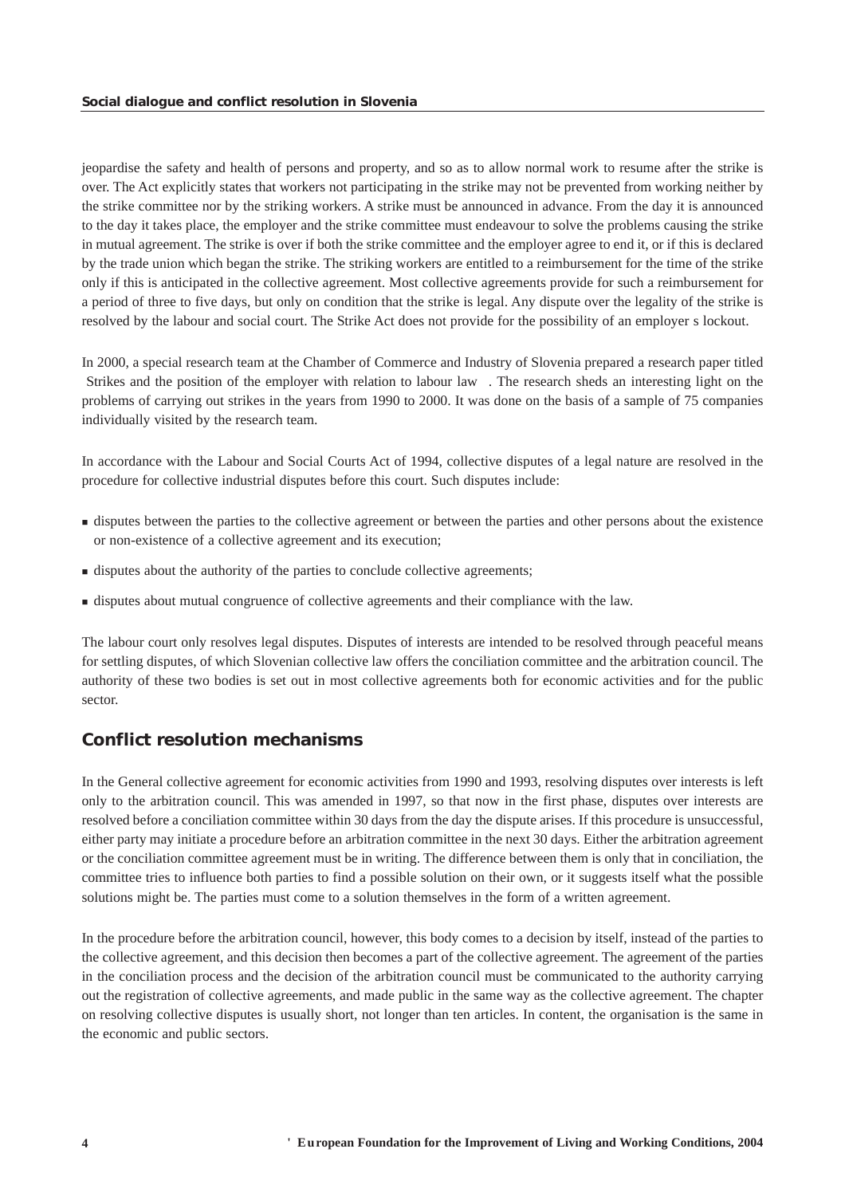jeopardise the safety and health of persons and property, and so as to allow normal work to resume after the strike is over. The Act explicitly states that workers not participating in the strike may not be prevented from working neither by the strike committee nor by the striking workers. A strike must be announced in advance. From the day it is announced to the day it takes place, the employer and the strike committee must endeavour to solve the problems causing the strike in mutual agreement. The strike is over if both the strike committee and the employer agree to end it, or if this is declared by the trade union which began the strike. The striking workers are entitled to a reimbursement for the time of the strike only if this is anticipated in the collective agreement. Most collective agreements provide for such a reimbursement for a period of three to five days, but only on condition that the strike is legal. Any dispute over the legality of the strike is resolved by the labour and social court. The Strike Act does not provide for the possibility of an employer s lockout.

In 2000, a special research team at the Chamber of Commerce and Industry of Slovenia prepared a research paper titled Strikes and the position of the employer with relation to labour law . The research sheds an interesting light on the problems of carrying out strikes in the years from 1990 to 2000. It was done on the basis of a sample of 75 companies individually visited by the research team.

In accordance with the Labour and Social Courts Act of 1994, collective disputes of a legal nature are resolved in the procedure for collective industrial disputes before this court. Such disputes include:

- disputes between the parties to the collective agreement or between the parties and other persons about the existence or non-existence of a collective agreement and its execution;
- disputes about the authority of the parties to conclude collective agreements;
- disputes about mutual congruence of collective agreements and their compliance with the law.

The labour court only resolves legal disputes. Disputes of interests are intended to be resolved through peaceful means for settling disputes, of which Slovenian collective law offers the conciliation committee and the arbitration council. The authority of these two bodies is set out in most collective agreements both for economic activities and for the public sector.

## Conflict resolution mechanisms

In the General collective agreement for economic activities from 1990 and 1993, resolving disputes over interests is left only to the arbitration council. This was amended in 1997, so that now in the first phase, disputes over interests are resolved before a conciliation committee within 30 days from the day the dispute arises. If this procedure is unsuccessful, either party may initiate a procedure before an arbitration committee in the next 30 days. Either the arbitration agreement or the conciliation committee agreement must be in writing. The difference between them is only that in conciliation, the committee tries to influence both parties to find a possible solution on their own, or it suggests itself what the possible solutions might be. The parties must come to a solution themselves in the form of a written agreement.

In the procedure before the arbitration council, however, this body comes to a decision by itself, instead of the parties to the collective agreement, and this decision then becomes a part of the collective agreement. The agreement of the parties in the conciliation process and the decision of the arbitration council must be communicated to the authority carrying out the registration of collective agreements, and made public in the same way as the collective agreement. The chapter on resolving collective disputes is usually short, not longer than ten articles. In content, the organisation is the same in the economic and public sectors.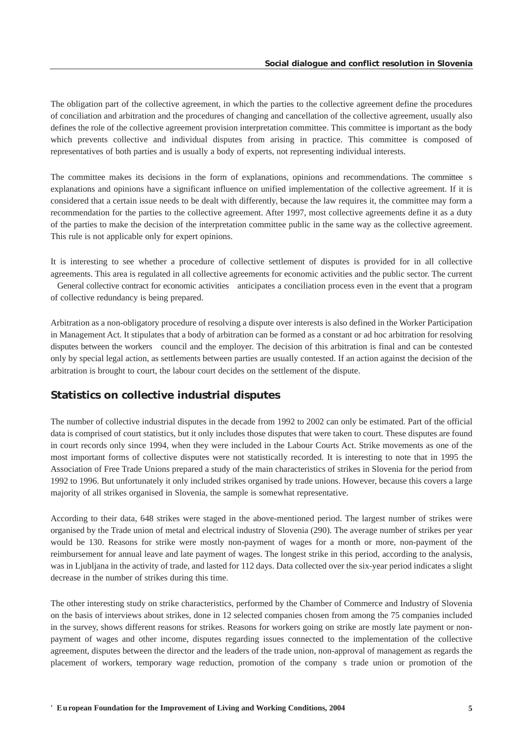The obligation part of the collective agreement, in which the parties to the collective agreement define the procedures of conciliation and arbitration and the procedures of changing and cancellation of the collective agreement, usually also defines the role of the collective agreement provision interpretation committee. This committee is important as the body which prevents collective and individual disputes from arising in practice. This committee is composed of representatives of both parties and is usually a body of experts, not representing individual interests.

The committee makes its decisions in the form of explanations, opinions and recommendations. The committee s explanations and opinions have a significant influence on unified implementation of the collective agreement. If it is considered that a certain issue needs to be dealt with differently, because the law requires it, the committee may form a recommendation for the parties to the collective agreement. After 1997, most collective agreements define it as a duty of the parties to make the decision of the interpretation committee public in the same way as the collective agreement. This rule is not applicable only for expert opinions.

It is interesting to see whether a procedure of collective settlement of disputes is provided for in all collective agreements. This area is regulated in all collective agreements for economic activities and the public sector. The current General collective contract for economic activities anticipates a conciliation process even in the event that a program of collective redundancy is being prepared.

Arbitration as a non-obligatory procedure of resolving a dispute over interests is also defined in the Worker Participation in Management Act. It stipulates that a body of arbitration can be formed as a constant or ad hoc arbitration for resolving disputes between the workers council and the employer. The decision of this arbitration is final and can be contested only by special legal action, as settlements between parties are usually contested. If an action against the decision of the arbitration is brought to court, the labour court decides on the settlement of the dispute.

## Statistics on collective industrial disputes

The number of collective industrial disputes in the decade from 1992 to 2002 can only be estimated. Part of the official data is comprised of court statistics, but it only includes those disputes that were taken to court. These disputes are found in court records only since 1994, when they were included in the Labour Courts Act. Strike movements as one of the most important forms of collective disputes were not statistically recorded. It is interesting to note that in 1995 the Association of Free Trade Unions prepared a study of the main characteristics of strikes in Slovenia for the period from 1992 to 1996. But unfortunately it only included strikes organised by trade unions. However, because this covers a large majority of all strikes organised in Slovenia, the sample is somewhat representative.

According to their data, 648 strikes were staged in the above-mentioned period. The largest number of strikes were organised by the Trade union of metal and electrical industry of Slovenia (290). The average number of strikes per year would be 130. Reasons for strike were mostly non-payment of wages for a month or more, non-payment of the reimbursement for annual leave and late payment of wages. The longest strike in this period, according to the analysis, was in Ljubljana in the activity of trade, and lasted for 112 days. Data collected over the six-year period indicates a slight decrease in the number of strikes during this time.

The other interesting study on strike characteristics, performed by the Chamber of Commerce and Industry of Slovenia on the basis of interviews about strikes, done in 12 selected companies chosen from among the 75 companies included in the survey, shows different reasons for strikes. Reasons for workers going on strike are mostly late payment or non-payment of wages and other income, disputes regarding issues connected to the implementation of the collective agreement, disputes between the director and the leaders of the trade union, non-approval of management as regards the placement of workers, temporary wage reduction, promotion of the company s trade union or promotion of the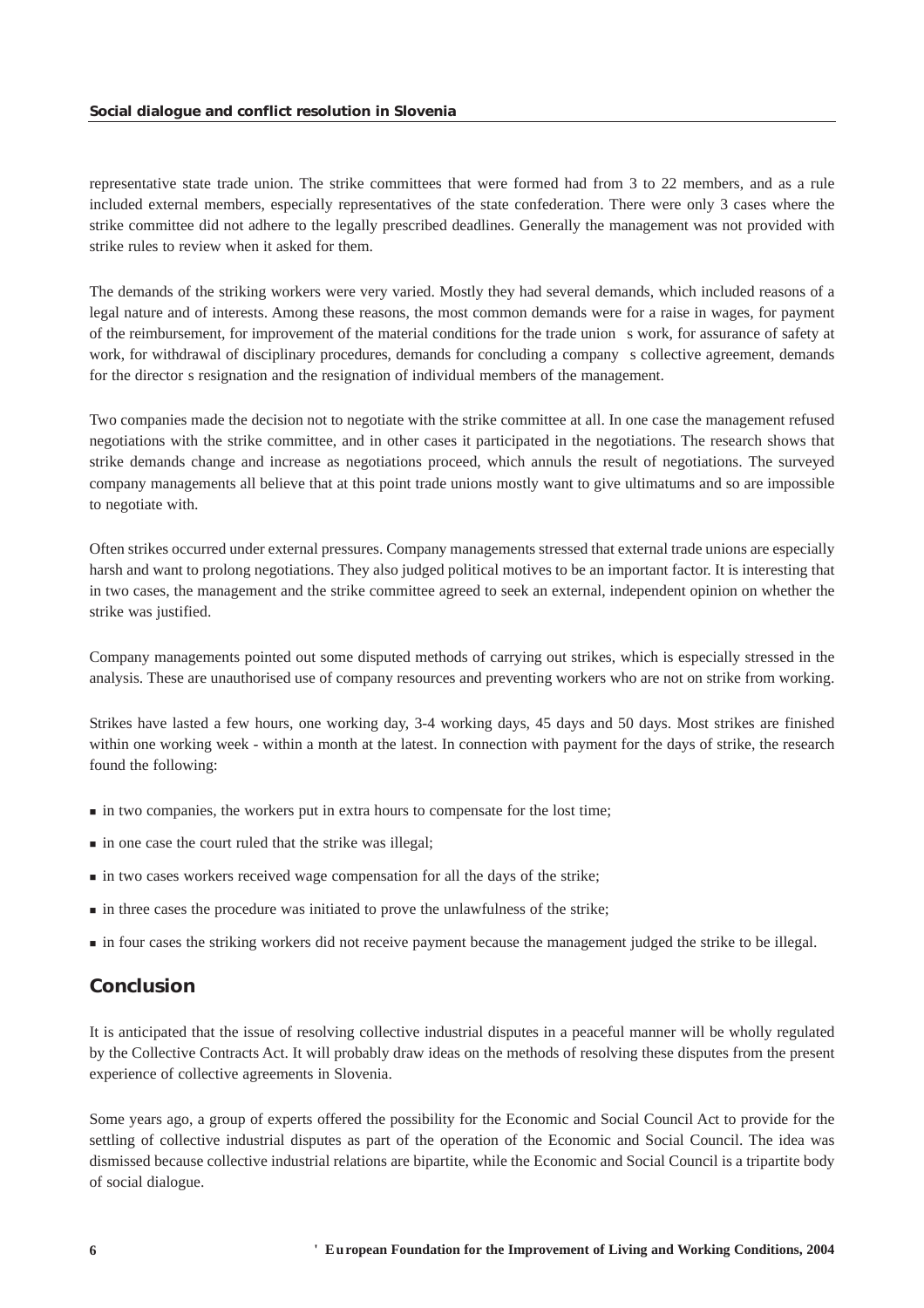representative state trade union. The strike committees that were formed had from 3 to 22 members, and as a rule included external members, especially representatives of the state confederation. There were only 3 cases where the strike committee did not adhere to the legally prescribed deadlines. Generally the management was not provided with strike rules to review when it asked for them.

The demands of the striking workers were very varied. Mostly they had several demands, which included reasons of a legal nature and of interests. Among these reasons, the most common demands were for a raise in wages, for payment of the reimbursement, for improvement of the material conditions for the trade union s work, for assurance of safety at work, for withdrawal of disciplinary procedures, demands for concluding a company s collective agreement, demands for the director s resignation and the resignation of individual members of the management.

Two companies made the decision not to negotiate with the strike committee at all. In one case the management refused negotiations with the strike committee, and in other cases it participated in the negotiations. The research shows that strike demands change and increase as negotiations proceed, which annuls the result of negotiations. The surveyed company managements all believe that at this point trade unions mostly want to give ultimatums and so are impossible to negotiate with.

Often strikes occurred under external pressures. Company managements stressed that external trade unions are especially harsh and want to prolong negotiations. They also judged political motives to be an important factor. It is interesting that in two cases, the management and the strike committee agreed to seek an external, independent opinion on whether the strike was justified.

Company managements pointed out some disputed methods of carrying out strikes, which is especially stressed in the analysis. These are unauthorised use of company resources and preventing workers who are not on strike from working.

Strikes have lasted a few hours, one working day, 3-4 working days, 45 days and 50 days. Most strikes are finished within one working week - within a month at the latest. In connection with payment for the days of strike, the research found the following:

- in two companies, the workers put in extra hours to compensate for the lost time;
- in one case the court ruled that the strike was illegal;
- in two cases workers received wage compensation for all the days of the strike;
- in three cases the procedure was initiated to prove the unlawfulness of the strike;
- in four cases the striking workers did not receive payment because the management judged the strike to be illegal.

## Conclusion

It is anticipated that the issue of resolving collective industrial disputes in a peaceful manner will be wholly regulated by the Collective Contracts Act. It will probably draw ideas on the methods of resolving these disputes from the present experience of collective agreements in Slovenia.

Some years ago, a group of experts offered the possibility for the Economic and Social Council Act to provide for the settling of collective industrial disputes as part of the operation of the Economic and Social Council. The idea was dismissed because collective industrial relations are bipartite, while the Economic and Social Council is a tripartite body of social dialogue.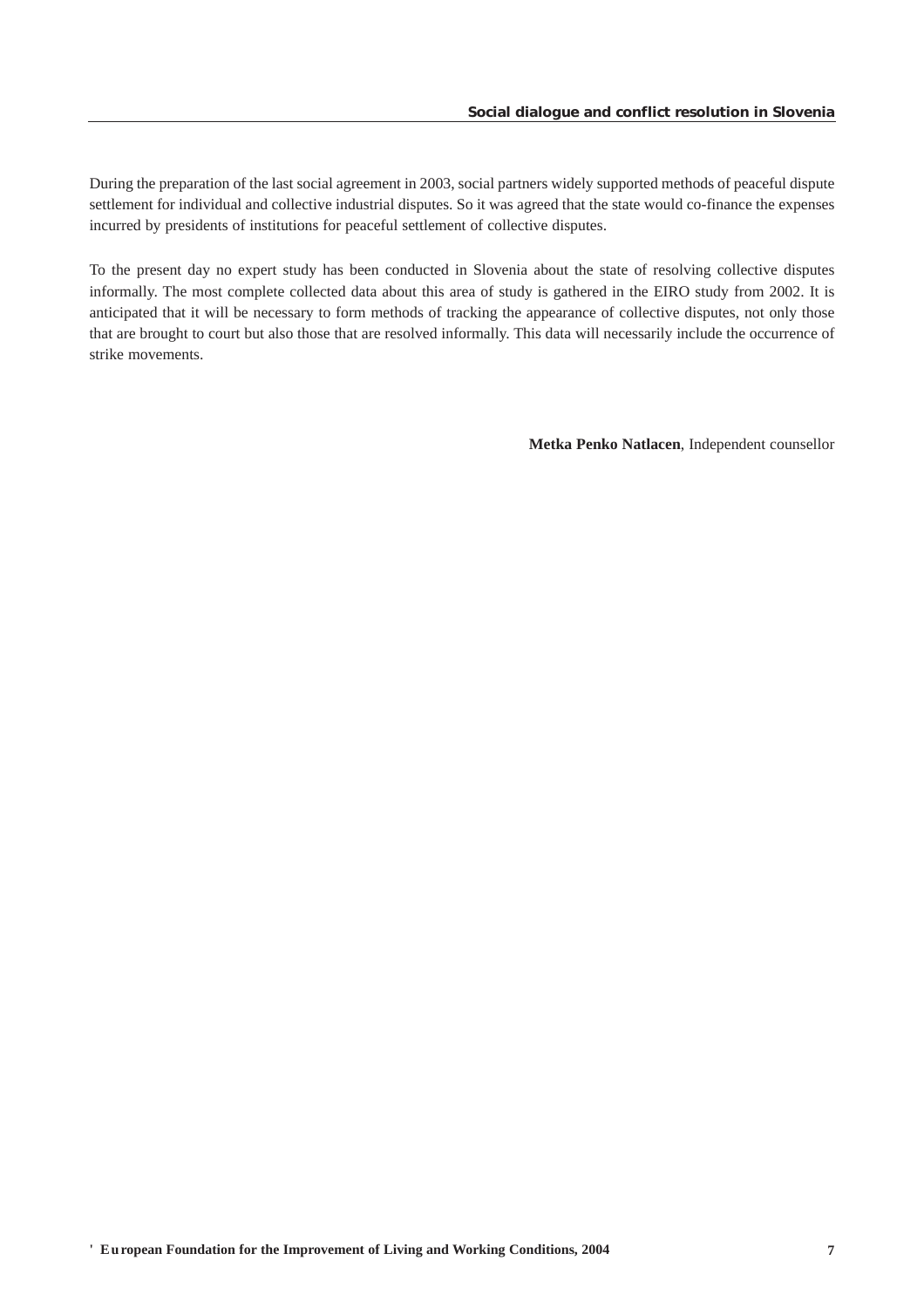During the preparation of the last social agreement in 2003, social partners widely supported methods of peaceful dispute settlement for individual and collective industrial disputes. So it was agreed that the state would co-finance the expenses incurred by presidents of institutions for peaceful settlement of collective disputes.

To the present day no expert study has been conducted in Slovenia about the state of resolving collective disputes informally. The most complete collected data about this area of study is gathered in the EIRO study from 2002. It is anticipated that it will be necessary to form methods of tracking the appearance of collective disputes, not only those that are brought to court but also those that are resolved informally. This data will necessarily include the occurrence of strike movements.

**Metka Penko Natlacen**, Independent counsellor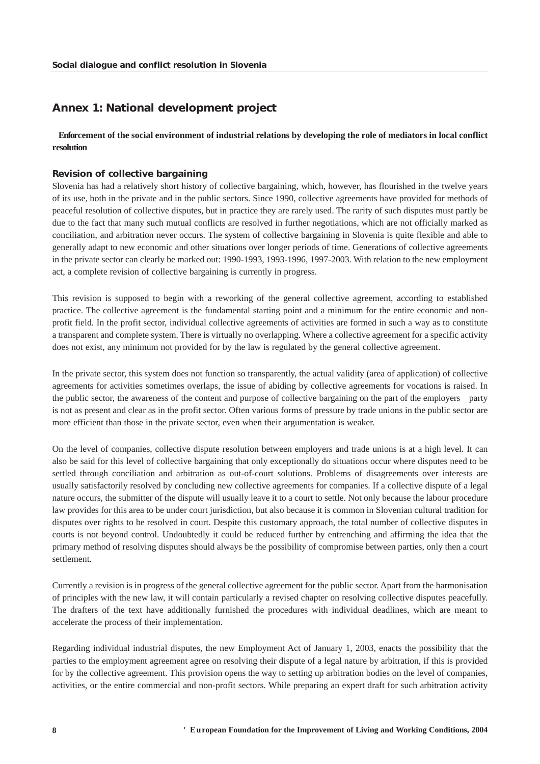## Annex 1: National development project

**Enforcement of the social environment of industrial relations by developing the role of mediators in local conflict resolution**

### Revision of collective bargaining

Slovenia has had a relatively short history of collective bargaining, which, however, has flourished in the twelve years of its use, both in the private and in the public sectors. Since 1990, collective agreements have provided for methods of peaceful resolution of collective disputes, but in practice they are rarely used. The rarity of such disputes must partly be due to the fact that many such mutual conflicts are resolved in further negotiations, which are not officially marked as conciliation, and arbitration never occurs. The system of collective bargaining in Slovenia is quite flexible and able to generally adapt to new economic and other situations over longer periods of time. Generations of collective agreements in the private sector can clearly be marked out: 1990-1993, 1993-1996, 1997-2003. With relation to the new employment act, a complete revision of collective bargaining is currently in progress.

This revision is supposed to begin with a reworking of the general collective agreement, according to established practice. The collective agreement is the fundamental starting point and a minimum for the entire economic and non-profit field. In the profit sector, individual collective agreements of activities are formed in such a way as to constitute a transparent and complete system. There is virtually no overlapping. Where a collective agreement for a specific activity does not exist, any minimum not provided for by the law is regulated by the general collective agreement.

In the private sector, this system does not function so transparently, the actual validity (area of application) of collective agreements for activities sometimes overlaps, the issue of abiding by collective agreements for vocations is raised. In the public sector, the awareness of the content and purpose of collective bargaining on the part of the employers party is not as present and clear as in the profit sector. Often various forms of pressure by trade unions in the public sector are more efficient than those in the private sector, even when their argumentation is weaker.

On the level of companies, collective dispute resolution between employers and trade unions is at a high level. It can also be said for this level of collective bargaining that only exceptionally do situations occur where disputes need to be settled through conciliation and arbitration as out-of-court solutions. Problems of disagreements over interests are usually satisfactorily resolved by concluding new collective agreements for companies. If a collective dispute of a legal nature occurs, the submitter of the dispute will usually leave it to a court to settle. Not only because the labour procedure law provides for this area to be under court jurisdiction, but also because it is common in Slovenian cultural tradition for disputes over rights to be resolved in court. Despite this customary approach, the total number of collective disputes in courts is not beyond control. Undoubtedly it could be reduced further by entrenching and affirming the idea that the primary method of resolving disputes should always be the possibility of compromise between parties, only then a court settlement.

Currently a revision is in progress of the general collective agreement for the public sector. Apart from the harmonisation of principles with the new law, it will contain particularly a revised chapter on resolving collective disputes peacefully. The drafters of the text have additionally furnished the procedures with individual deadlines, which are meant to accelerate the process of their implementation.

Regarding individual industrial disputes, the new Employment Act of January 1, 2003, enacts the possibility that the parties to the employment agreement agree on resolving their dispute of a legal nature by arbitration, if this is provided for by the collective agreement. This provision opens the way to setting up arbitration bodies on the level of companies, activities, or the entire commercial and non-profit sectors. While preparing an expert draft for such arbitration activity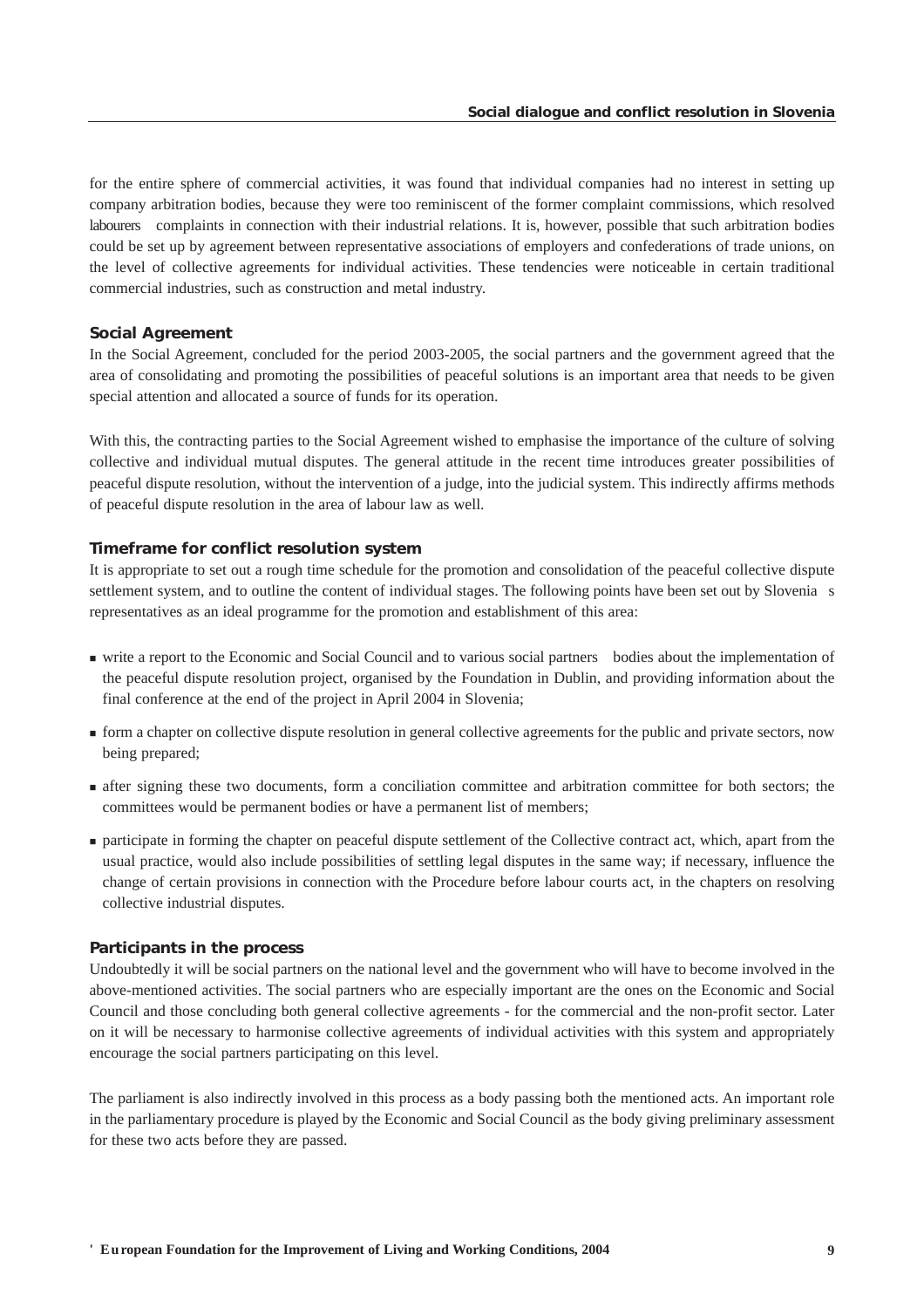for the entire sphere of commercial activities, it was found that individual companies had no interest in setting up company arbitration bodies, because they were too reminiscent of the former complaint commissions, which resolved labourers complaints in connection with their industrial relations. It is, however, possible that such arbitration bodies could be set up by agreement between representative associations of employers and confederations of trade unions, on the level of collective agreements for individual activities. These tendencies were noticeable in certain traditional commercial industries, such as construction and metal industry.

### Social Agreement

In the Social Agreement, concluded for the period 2003-2005, the social partners and the government agreed that the area of consolidating and promoting the possibilities of peaceful solutions is an important area that needs to be given special attention and allocated a source of funds for its operation.

With this, the contracting parties to the Social Agreement wished to emphasise the importance of the culture of solving collective and individual mutual disputes. The general attitude in the recent time introduces greater possibilities of peaceful dispute resolution, without the intervention of a judge, into the judicial system. This indirectly affirms methods of peaceful dispute resolution in the area of labour law as well.

### Timeframe for conflict resolution system

It is appropriate to set out a rough time schedule for the promotion and consolidation of the peaceful collective dispute settlement system, and to outline the content of individual stages. The following points have been set out by Slovenia s representatives as an ideal programme for the promotion and establishment of this area:

- write a report to the Economic and Social Council and to various social partners bodies about the implementation of the peaceful dispute resolution project, organised by the Foundation in Dublin, and providing information about the final conference at the end of the project in April 2004 in Slovenia;
- form a chapter on collective dispute resolution in general collective agreements for the public and private sectors, now being prepared;
- after signing these two documents, form a conciliation committee and arbitration committee for both sectors; the committees would be permanent bodies or have a permanent list of members;
- participate in forming the chapter on peaceful dispute settlement of the Collective contract act, which, apart from the usual practice, would also include possibilities of settling legal disputes in the same way; if necessary, influence the change of certain provisions in connection with the Procedure before labour courts act, in the chapters on resolving collective industrial disputes.

### Participants in the process

Undoubtedly it will be social partners on the national level and the government who will have to become involved in the above-mentioned activities. The social partners who are especially important are the ones on the Economic and Social Council and those concluding both general collective agreements - for the commercial and the non-profit sector. Later on it will be necessary to harmonise collective agreements of individual activities with this system and appropriately encourage the social partners participating on this level.

The parliament is also indirectly involved in this process as a body passing both the mentioned acts. An important role in the parliamentary procedure is played by the Economic and Social Council as the body giving preliminary assessment for these two acts before they are passed.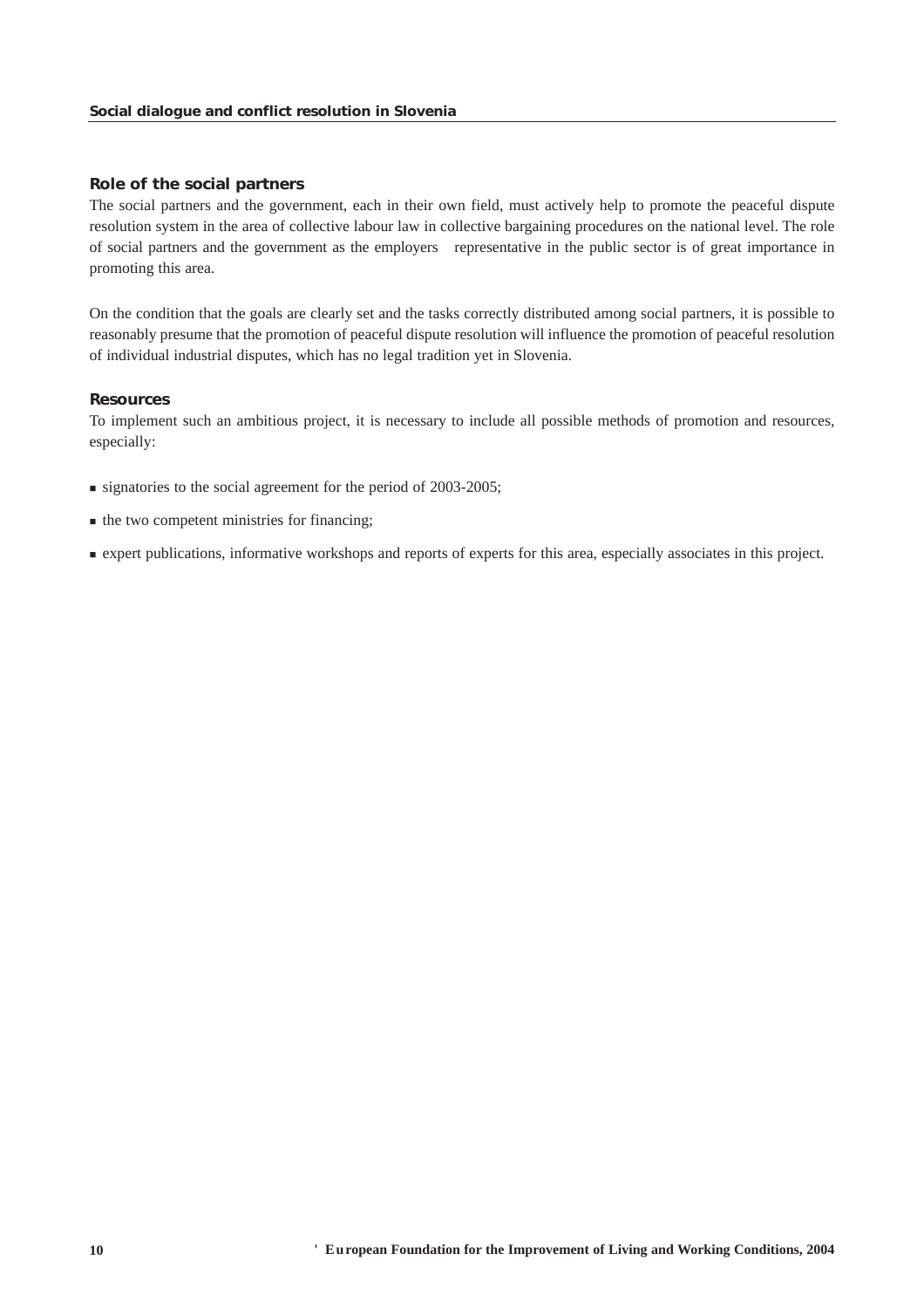## Role of the social partners

The social partners and the government, each in their own field, must actively help to promote the peaceful dispute resolution system in the area of collective labour law in collective bargaining procedures on the national level. The role of social partners and the government as the employers representative in the public sector is of great importance in promoting this area.

On the condition that the goals are clearly set and the tasks correctly distributed among social partners, it is possible to reasonably presume that the promotion of peaceful dispute resolution will influence the promotion of peaceful resolution of individual industrial disputes, which has no legal tradition yet in Slovenia.

## Resources

To implement such an ambitious project, it is necessary to include all possible methods of promotion and resources, especially:

- signatories to the social agreement for the period of 2003-2005;
- the two competent ministries for financing;
- expert publications, informative workshops and reports of experts for this area, especially associates in this project.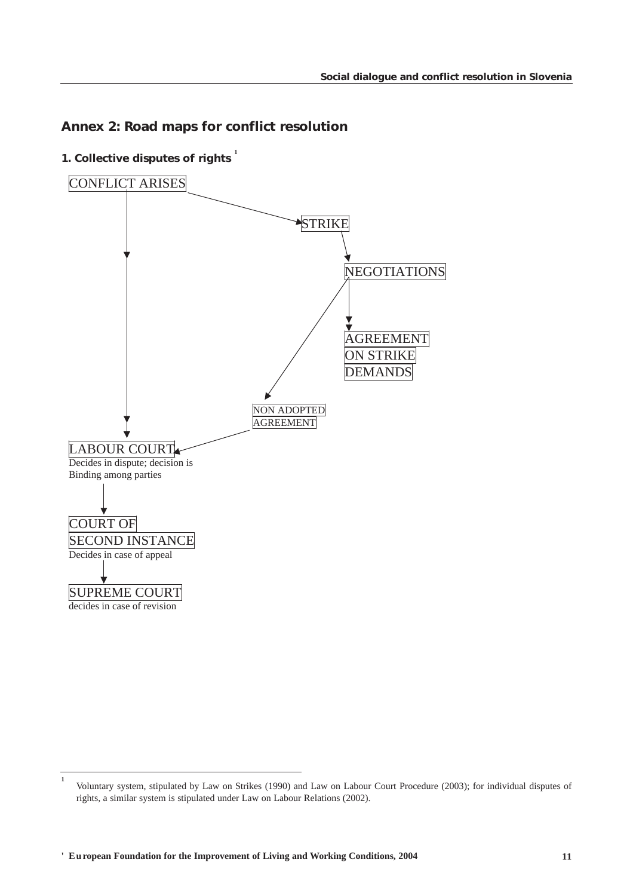## Annex 2: Road maps for conflict resolution

### 1. Collective disputes of rights [1]

CONFLICT ARISES

STRIKE

NEGOTIATIONS

AGREEMENT ON STRIKE DEMANDS

NON ADOPTED AGREEMENT

LABOUR COURT
Decides in dispute; decision is Binding among parties

COURT OF SECOND INSTANCE
Decides in case of appeal

SUPREME COURT
decides in case of revision

---

[1] Voluntary system, stipulated by Law on Strikes (1990) and Law on Labour Court Procedure (2003); for individual disputes of rights, a similar system is stipulated under Law on Labour Relations (2002).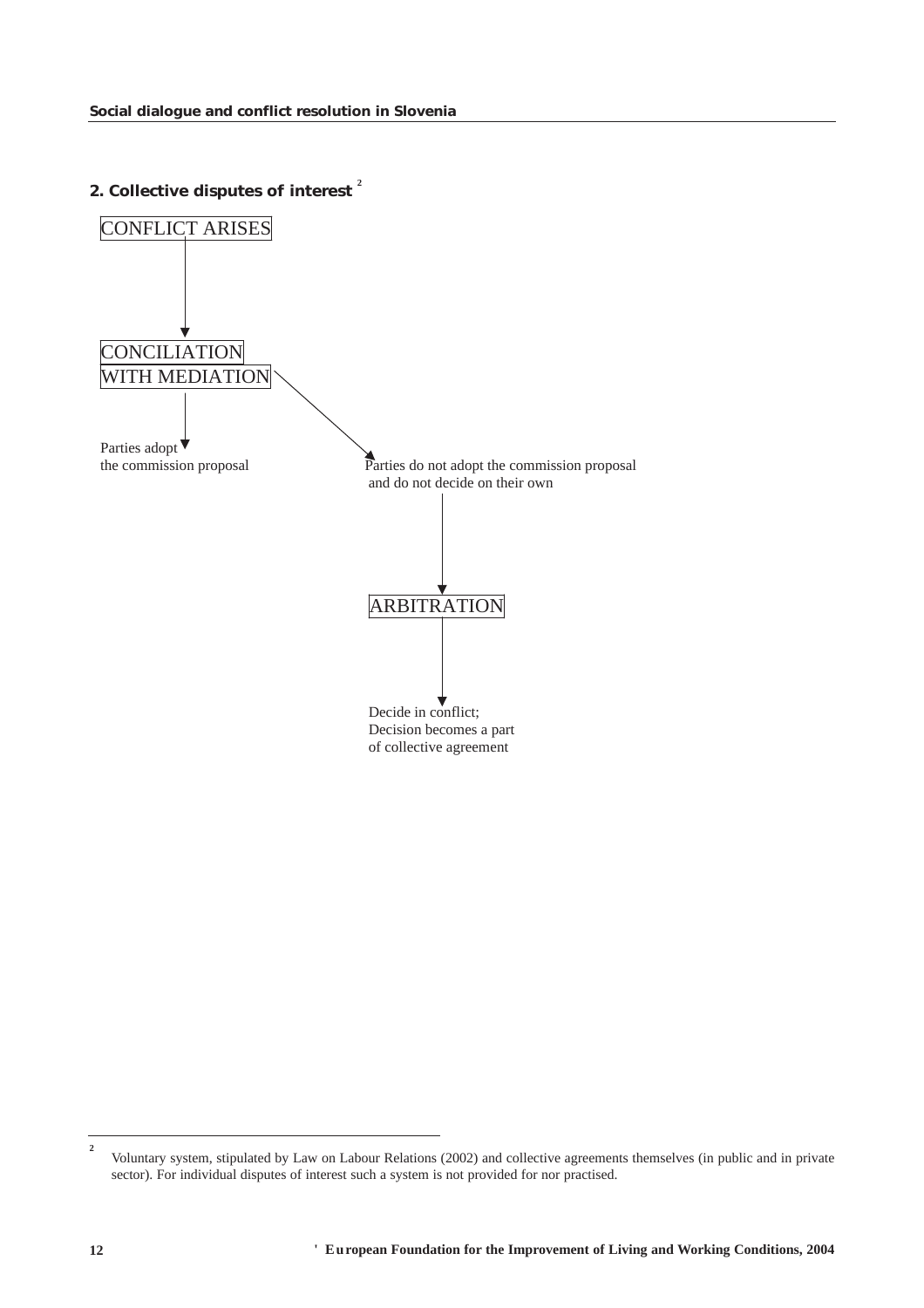## 2. Collective disputes of interest [2]

CONFLICT ARISES

↓

CONCILIATION WITH MEDIATION

- Parties adopt the commission proposal
- Parties do not adopt the commission proposal and do not decide on their own

↓

ARBITRATION

↓

Decide in conflict; Decision becomes a part of collective agreement

---

[2] Voluntary system, stipulated by Law on Labour Relations (2002) and collective agreements themselves (in public and in private sector). For individual disputes of interest such a system is not provided for nor practised.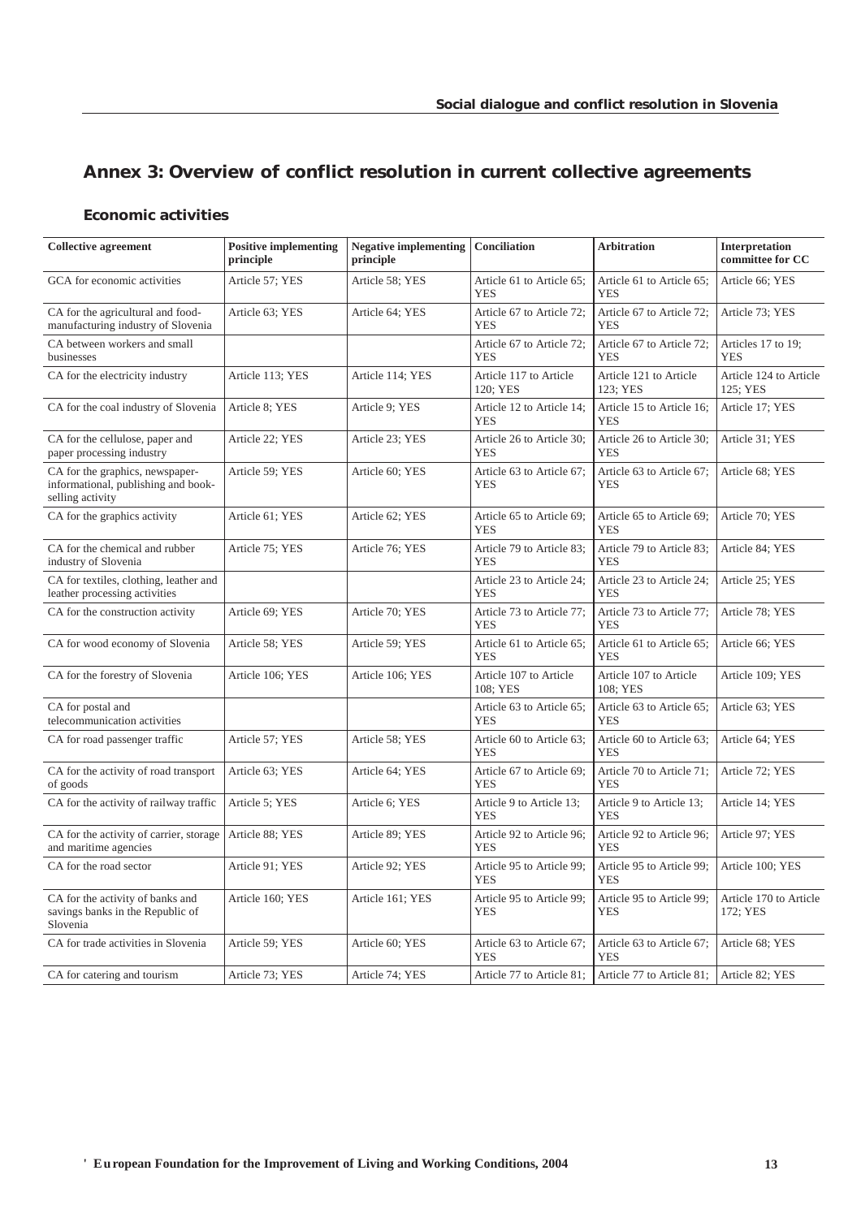## Annex 3: Overview of conflict resolution in current collective agreements

### Economic activities

| Collective agreement | Positive implementing principle | Negative implementing principle | Conciliation | Arbitration | Interpretation committee for CC |
|---|---|---|---|---|---|
| GCA for economic activities | Article 57; YES | Article 58; YES | Article 61 to Article 65; YES | Article 61 to Article 65; YES | Article 66; YES |
| CA for the agricultural and food-manufacturing industry of Slovenia | Article 63; YES | Article 64; YES | Article 67 to Article 72; YES | Article 67 to Article 72; YES | Article 73; YES |
| CA between workers and small businesses | | | Article 67 to Article 72; YES | Article 67 to Article 72; YES | Articles 17 to 19; YES |
| CA for the electricity industry | Article 113; YES | Article 114; YES | Article 117 to Article 120; YES | Article 121 to Article 123; YES | Article 124 to Article 125; YES |
| CA for the coal industry of Slovenia | Article 8; YES | Article 9; YES | Article 12 to Article 14; YES | Article 15 to Article 16; YES | Article 17; YES |
| CA for the cellulose, paper and paper processing industry | Article 22; YES | Article 23; YES | Article 26 to Article 30; YES | Article 26 to Article 30; YES | Article 31; YES |
| CA for the graphics, newspaper-informational, publishing and book-selling activity | Article 59; YES | Article 60; YES | Article 63 to Article 67; YES | Article 63 to Article 67; YES | Article 68; YES |
| CA for the graphics activity | Article 61; YES | Article 62; YES | Article 65 to Article 69; YES | Article 65 to Article 69; YES | Article 70; YES |
| CA for the chemical and rubber industry of Slovenia | Article 75; YES | Article 76; YES | Article 79 to Article 83; YES | Article 79 to Article 83; YES | Article 84; YES |
| CA for textiles, clothing, leather and leather processing activities | | | Article 23 to Article 24; YES | Article 23 to Article 24; YES | Article 25; YES |
| CA for the construction activity | Article 69; YES | Article 70; YES | Article 73 to Article 77; YES | Article 73 to Article 77; YES | Article 78; YES |
| CA for wood economy of Slovenia | Article 58; YES | Article 59; YES | Article 61 to Article 65; YES | Article 61 to Article 65; YES | Article 66; YES |
| CA for the forestry of Slovenia | Article 106; YES | Article 106; YES | Article 107 to Article 108; YES | Article 107 to Article 108; YES | Article 109; YES |
| CA for postal and telecommunication activities | | | Article 63 to Article 65; YES | Article 63 to Article 65; YES | Article 63; YES |
| CA for road passenger traffic | Article 57; YES | Article 58; YES | Article 60 to Article 63; YES | Article 60 to Article 63; YES | Article 64; YES |
| CA for the activity of road transport of goods | Article 63; YES | Article 64; YES | Article 67 to Article 69; YES | Article 70 to Article 71; YES | Article 72; YES |
| CA for the activity of railway traffic | Article 5; YES | Article 6; YES | Article 9 to Article 13; YES | Article 9 to Article 13; YES | Article 14; YES |
| CA for the activity of carrier, storage and maritime agencies | Article 88; YES | Article 89; YES | Article 92 to Article 96; YES | Article 92 to Article 96; YES | Article 97; YES |
| CA for the road sector | Article 91; YES | Article 92; YES | Article 95 to Article 99; YES | Article 95 to Article 99; YES | Article 100; YES |
| CA for the activity of banks and savings banks in the Republic of Slovenia | Article 160; YES | Article 161; YES | Article 95 to Article 99; YES | Article 95 to Article 99; YES | Article 170 to Article 172; YES |
| CA for trade activities in Slovenia | Article 59; YES | Article 60; YES | Article 63 to Article 67; YES | Article 63 to Article 67; YES | Article 68; YES |
| CA for catering and tourism | Article 73; YES | Article 74; YES | Article 77 to Article 81; | Article 77 to Article 81; | Article 82; YES |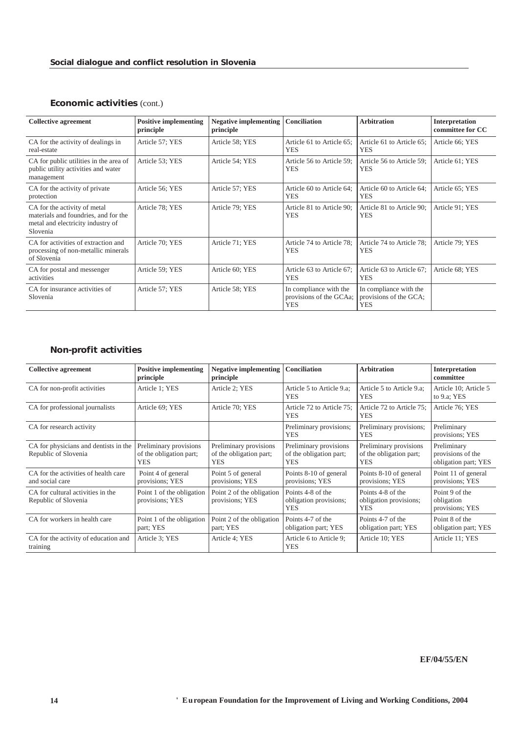## Economic activities (cont.)

| Collective agreement | Positive implementing principle | Negative implementing principle | Conciliation | Arbitration | Interpretation committee for CC |
|---|---|---|---|---|---|
| CA for the activity of dealings in real-estate | Article 57; YES | Article 58; YES | Article 61 to Article 65; YES | Article 61 to Article 65; YES | Article 66; YES |
| CA for public utilities in the area of public utility activities and water management | Article 53; YES | Article 54; YES | Article 56 to Article 59; YES | Article 56 to Article 59; YES | Article 61; YES |
| CA for the activity of private protection | Article 56; YES | Article 57; YES | Article 60 to Article 64; YES | Article 60 to Article 64; YES | Article 65; YES |
| CA for the activity of metal materials and foundries, and for the metal and electricity industry of Slovenia | Article 78; YES | Article 79; YES | Article 81 to Article 90; YES | Article 81 to Article 90; YES | Article 91; YES |
| CA for activities of extraction and processing of non-metallic minerals of Slovenia | Article 70; YES | Article 71; YES | Article 74 to Article 78; YES | Article 74 to Article 78; YES | Article 79; YES |
| CA for postal and messenger activities | Article 59; YES | Article 60; YES | Article 63 to Article 67; YES | Article 63 to Article 67; YES | Article 68; YES |
| CA for insurance activities of Slovenia | Article 57; YES | Article 58; YES | In compliance with the provisions of the GCAa; YES | In compliance with the provisions of the GCA; YES | |

## Non-profit activities

| Collective agreement | Positive implementing principle | Negative implementing principle | Conciliation | Arbitration | Interpretation committee |
|---|---|---|---|---|---|
| CA for non-profit activities | Article 1; YES | Article 2; YES | Article 5 to Article 9.a; YES | Article 5 to Article 9.a; YES | Article 10; Article 5 to 9.a; YES |
| CA for professional journalists | Article 69; YES | Article 70; YES | Article 72 to Article 75; YES | Article 72 to Article 75; YES | Article 76; YES |
| CA for research activity | | | Preliminary provisions; YES | Preliminary provisions; YES | Preliminary provisions; YES |
| CA for physicians and dentists in the Republic of Slovenia | Preliminary provisions of the obligation part; YES | Preliminary provisions of the obligation part; YES | Preliminary provisions of the obligation part; YES | Preliminary provisions of the obligation part; YES | Preliminary provisions of the obligation part; YES |
| CA for the activities of health care and social care | Point 4 of general provisions; YES | Point 5 of general provisions; YES | Points 8-10 of general provisions; YES | Points 8-10 of general provisions; YES | Point 11 of general provisions; YES |
| CA for cultural activities in the Republic of Slovenia | Point 1 of the obligation provisions; YES | Point 2 of the obligation provisions; YES | Points 4-8 of the obligation provisions; YES | Points 4-8 of the obligation provisions; YES | Point 9 of the obligation provisions; YES |
| CA for workers in health care | Point 1 of the obligation part; YES | Point 2 of the obligation part; YES | Points 4-7 of the obligation part; YES | Points 4-7 of the obligation part; YES | Point 8 of the obligation part; YES |
| CA for the activity of education and training | Article 3; YES | Article 4; YES | Article 6 to Article 9; YES | Article 10; YES | Article 11; YES |

EF/04/55/EN